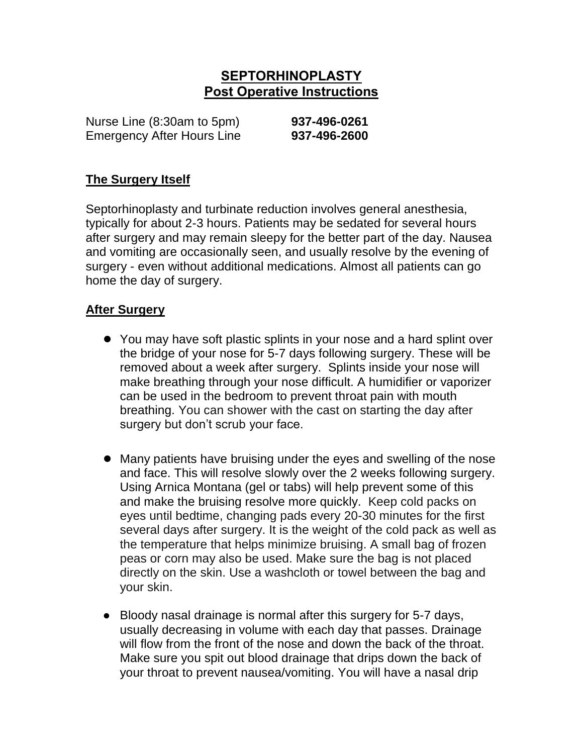# SEPTORHINOPLASTY
## Post Operative Instructions

Nurse Line (8:30am to 5pm) **937-496-0261**
Emergency After Hours Line **937-496-2600**

### The Surgery Itself

Septorhinoplasty and turbinate reduction involves general anesthesia, typically for about 2-3 hours. Patients may be sedated for several hours after surgery and may remain sleepy for the better part of the day. Nausea and vomiting are occasionally seen, and usually resolve by the evening of surgery - even without additional medications. Almost all patients can go home the day of surgery.

### After Surgery

- You may have soft plastic splints in your nose and a hard splint over the bridge of your nose for 5-7 days following surgery. These will be removed about a week after surgery. Splints inside your nose will make breathing through your nose difficult. A humidifier or vaporizer can be used in the bedroom to prevent throat pain with mouth breathing. You can shower with the cast on starting the day after surgery but don't scrub your face.

- Many patients have bruising under the eyes and swelling of the nose and face. This will resolve slowly over the 2 weeks following surgery. Using Arnica Montana (gel or tabs) will help prevent some of this and make the bruising resolve more quickly. Keep cold packs on eyes until bedtime, changing pads every 20-30 minutes for the first several days after surgery. It is the weight of the cold pack as well as the temperature that helps minimize bruising. A small bag of frozen peas or corn may also be used. Make sure the bag is not placed directly on the skin. Use a washcloth or towel between the bag and your skin.

- Bloody nasal drainage is normal after this surgery for 5-7 days, usually decreasing in volume with each day that passes. Drainage will flow from the front of the nose and down the back of the throat. Make sure you spit out blood drainage that drips down the back of your throat to prevent nausea/vomiting. You will have a nasal drip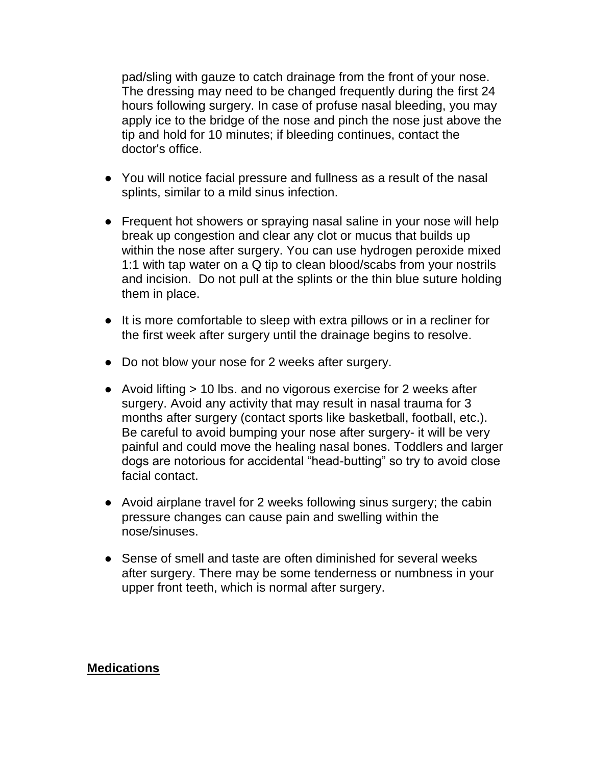pad/sling with gauze to catch drainage from the front of your nose. The dressing may need to be changed frequently during the first 24 hours following surgery. In case of profuse nasal bleeding, you may apply ice to the bridge of the nose and pinch the nose just above the tip and hold for 10 minutes; if bleeding continues, contact the doctor's office.

- You will notice facial pressure and fullness as a result of the nasal splints, similar to a mild sinus infection.
- Frequent hot showers or spraying nasal saline in your nose will help break up congestion and clear any clot or mucus that builds up within the nose after surgery. You can use hydrogen peroxide mixed 1:1 with tap water on a Q tip to clean blood/scabs from your nostrils and incision. Do not pull at the splints or the thin blue suture holding them in place.
- It is more comfortable to sleep with extra pillows or in a recliner for the first week after surgery until the drainage begins to resolve.
- Do not blow your nose for 2 weeks after surgery.
- Avoid lifting > 10 lbs. and no vigorous exercise for 2 weeks after surgery. Avoid any activity that may result in nasal trauma for 3 months after surgery (contact sports like basketball, football, etc.). Be careful to avoid bumping your nose after surgery- it will be very painful and could move the healing nasal bones. Toddlers and larger dogs are notorious for accidental "head-butting" so try to avoid close facial contact.
- Avoid airplane travel for 2 weeks following sinus surgery; the cabin pressure changes can cause pain and swelling within the nose/sinuses.
- Sense of smell and taste are often diminished for several weeks after surgery. There may be some tenderness or numbness in your upper front teeth, which is normal after surgery.

**Medications**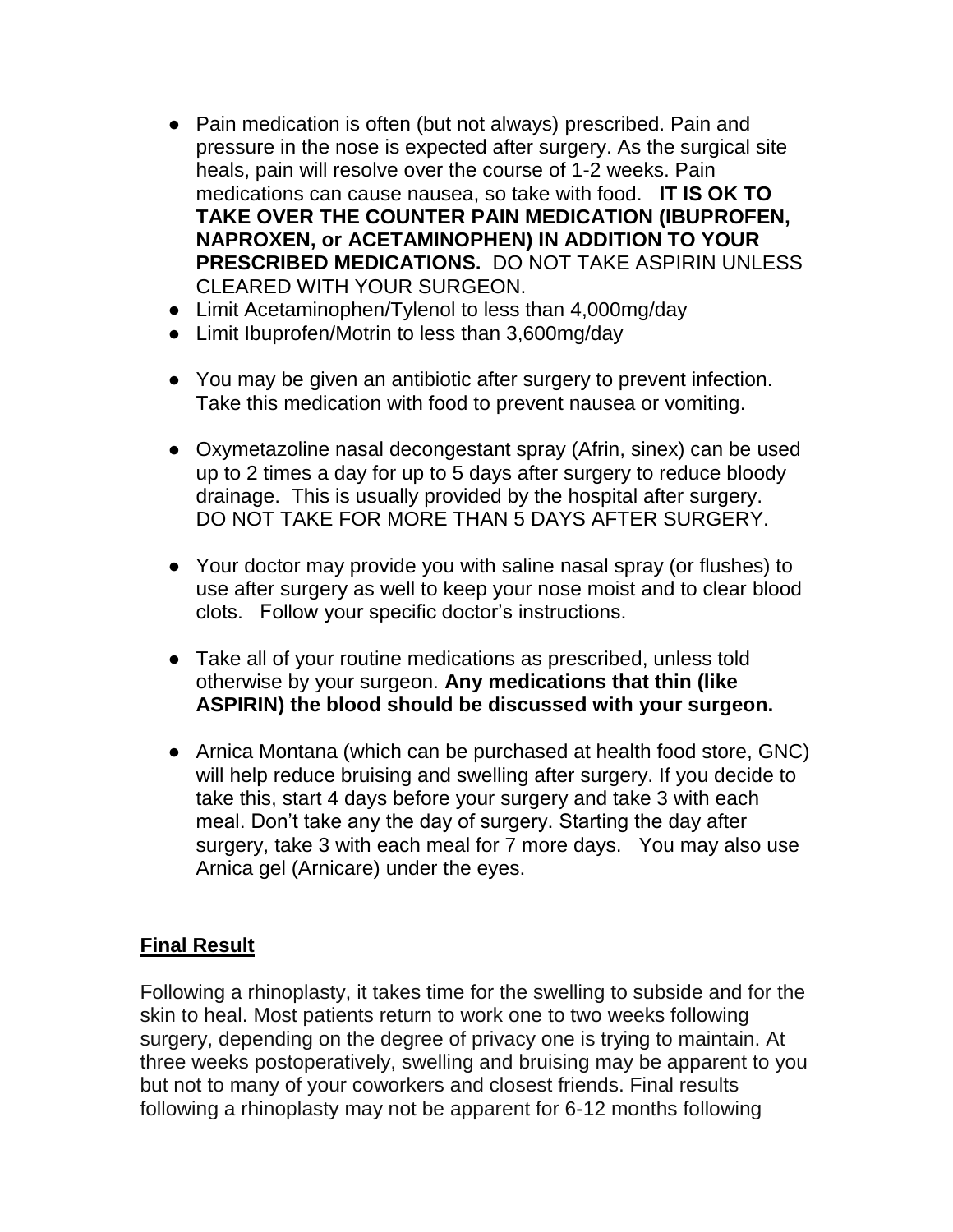- Pain medication is often (but not always) prescribed. Pain and pressure in the nose is expected after surgery. As the surgical site heals, pain will resolve over the course of 1-2 weeks. Pain medications can cause nausea, so take with food. **IT IS OK TO TAKE OVER THE COUNTER PAIN MEDICATION (IBUPROFEN, NAPROXEN, or ACETAMINOPHEN) IN ADDITION TO YOUR PRESCRIBED MEDICATIONS.** DO NOT TAKE ASPIRIN UNLESS CLEARED WITH YOUR SURGEON.
- Limit Acetaminophen/Tylenol to less than 4,000mg/day
- Limit Ibuprofen/Motrin to less than 3,600mg/day

- You may be given an antibiotic after surgery to prevent infection. Take this medication with food to prevent nausea or vomiting.

- Oxymetazoline nasal decongestant spray (Afrin, sinex) can be used up to 2 times a day for up to 5 days after surgery to reduce bloody drainage. This is usually provided by the hospital after surgery. DO NOT TAKE FOR MORE THAN 5 DAYS AFTER SURGERY.

- Your doctor may provide you with saline nasal spray (or flushes) to use after surgery as well to keep your nose moist and to clear blood clots. Follow your specific doctor's instructions.

- Take all of your routine medications as prescribed, unless told otherwise by your surgeon. **Any medications that thin (like ASPIRIN) the blood should be discussed with your surgeon.**

- Arnica Montana (which can be purchased at health food store, GNC) will help reduce bruising and swelling after surgery. If you decide to take this, start 4 days before your surgery and take 3 with each meal. Don't take any the day of surgery. Starting the day after surgery, take 3 with each meal for 7 more days. You may also use Arnica gel (Arnicare) under the eyes.

## Final Result

Following a rhinoplasty, it takes time for the swelling to subside and for the skin to heal. Most patients return to work one to two weeks following surgery, depending on the degree of privacy one is trying to maintain. At three weeks postoperatively, swelling and bruising may be apparent to you but not to many of your coworkers and closest friends. Final results following a rhinoplasty may not be apparent for 6-12 months following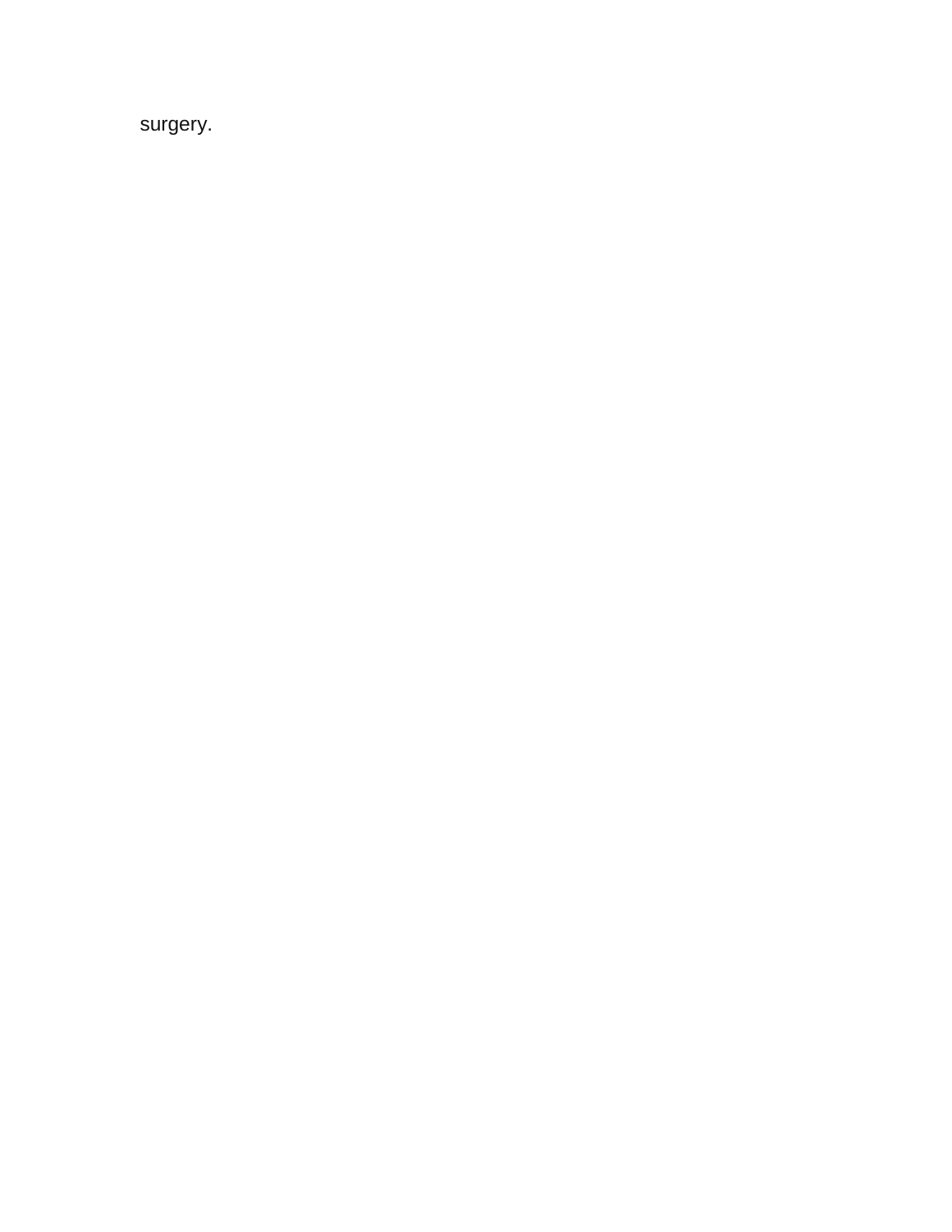surgery.